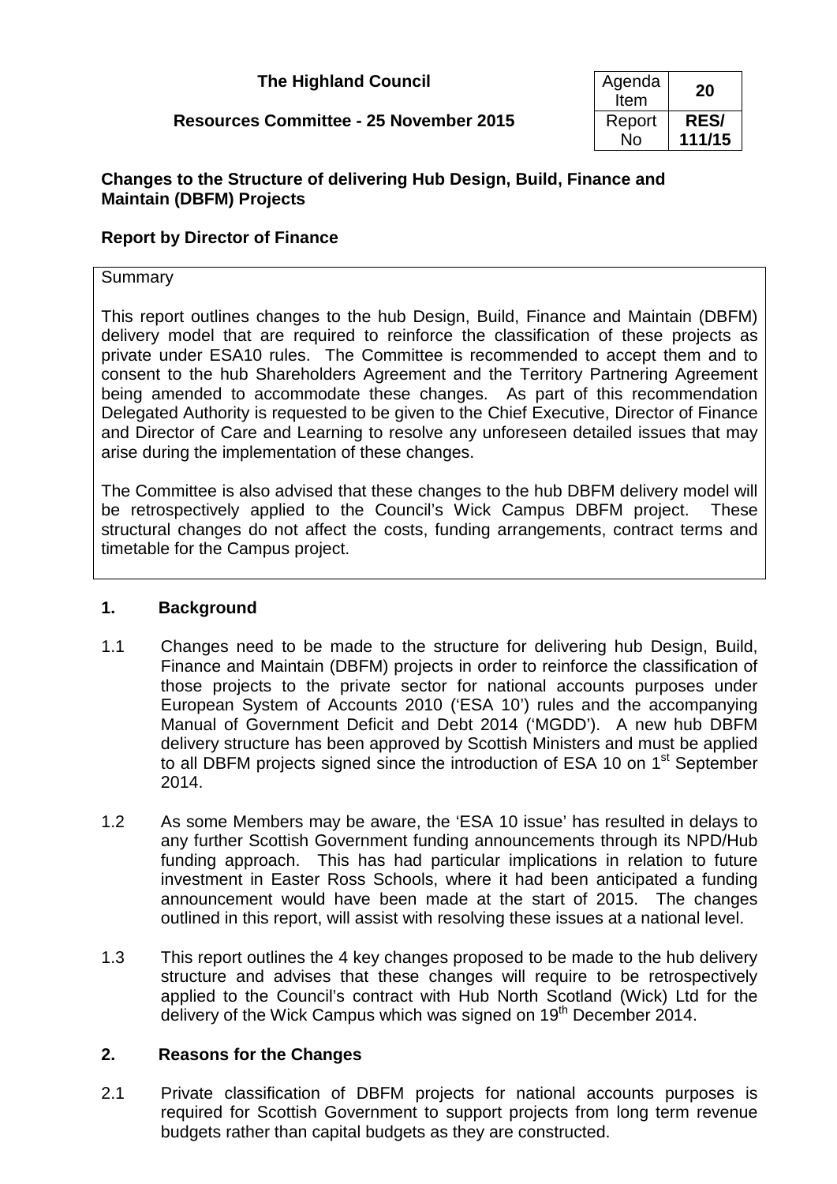**The Highland Council**

**Resources Committee - 25 November 2015**

| Agenda Item | **20** |
|---|---|
| Report No | **RES/ 111/15** |

**Changes to the Structure of delivering Hub Design, Build, Finance and Maintain (DBFM) Projects**

**Report by Director of Finance**

Summary

This report outlines changes to the hub Design, Build, Finance and Maintain (DBFM) delivery model that are required to reinforce the classification of these projects as private under ESA10 rules. The Committee is recommended to accept them and to consent to the hub Shareholders Agreement and the Territory Partnering Agreement being amended to accommodate these changes. As part of this recommendation Delegated Authority is requested to be given to the Chief Executive, Director of Finance and Director of Care and Learning to resolve any unforeseen detailed issues that may arise during the implementation of these changes.

The Committee is also advised that these changes to the hub DBFM delivery model will be retrospectively applied to the Council's Wick Campus DBFM project. These structural changes do not affect the costs, funding arrangements, contract terms and timetable for the Campus project.

## 1. Background

1.1 Changes need to be made to the structure for delivering hub Design, Build, Finance and Maintain (DBFM) projects in order to reinforce the classification of those projects to the private sector for national accounts purposes under European System of Accounts 2010 ('ESA 10') rules and the accompanying Manual of Government Deficit and Debt 2014 ('MGDD'). A new hub DBFM delivery structure has been approved by Scottish Ministers and must be applied to all DBFM projects signed since the introduction of ESA 10 on 1st September 2014.

1.2 As some Members may be aware, the 'ESA 10 issue' has resulted in delays to any further Scottish Government funding announcements through its NPD/Hub funding approach. This has had particular implications in relation to future investment in Easter Ross Schools, where it had been anticipated a funding announcement would have been made at the start of 2015. The changes outlined in this report, will assist with resolving these issues at a national level.

1.3 This report outlines the 4 key changes proposed to be made to the hub delivery structure and advises that these changes will require to be retrospectively applied to the Council's contract with Hub North Scotland (Wick) Ltd for the delivery of the Wick Campus which was signed on 19th December 2014.

## 2. Reasons for the Changes

2.1 Private classification of DBFM projects for national accounts purposes is required for Scottish Government to support projects from long term revenue budgets rather than capital budgets as they are constructed.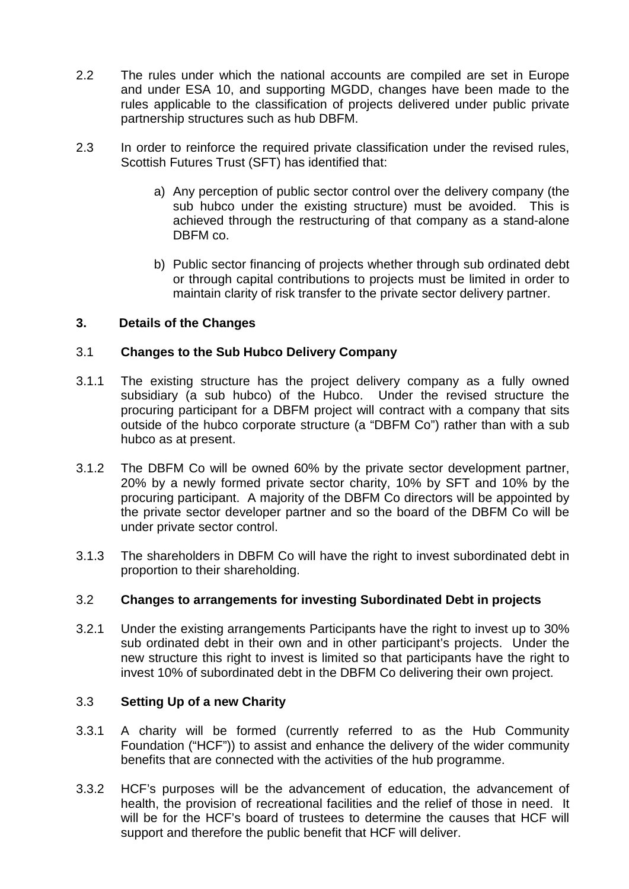2.2 The rules under which the national accounts are compiled are set in Europe and under ESA 10, and supporting MGDD, changes have been made to the rules applicable to the classification of projects delivered under public private partnership structures such as hub DBFM.

2.3 In order to reinforce the required private classification under the revised rules, Scottish Futures Trust (SFT) has identified that:

a) Any perception of public sector control over the delivery company (the sub hubco under the existing structure) must be avoided. This is achieved through the restructuring of that company as a stand-alone DBFM co.

b) Public sector financing of projects whether through sub ordinated debt or through capital contributions to projects must be limited in order to maintain clarity of risk transfer to the private sector delivery partner.

## 3. Details of the Changes

### 3.1 Changes to the Sub Hubco Delivery Company

3.1.1 The existing structure has the project delivery company as a fully owned subsidiary (a sub hubco) of the Hubco. Under the revised structure the procuring participant for a DBFM project will contract with a company that sits outside of the hubco corporate structure (a "DBFM Co") rather than with a sub hubco as at present.

3.1.2 The DBFM Co will be owned 60% by the private sector development partner, 20% by a newly formed private sector charity, 10% by SFT and 10% by the procuring participant. A majority of the DBFM Co directors will be appointed by the private sector developer partner and so the board of the DBFM Co will be under private sector control.

3.1.3 The shareholders in DBFM Co will have the right to invest subordinated debt in proportion to their shareholding.

### 3.2 Changes to arrangements for investing Subordinated Debt in projects

3.2.1 Under the existing arrangements Participants have the right to invest up to 30% sub ordinated debt in their own and in other participant's projects. Under the new structure this right to invest is limited so that participants have the right to invest 10% of subordinated debt in the DBFM Co delivering their own project.

### 3.3 Setting Up of a new Charity

3.3.1 A charity will be formed (currently referred to as the Hub Community Foundation ("HCF")) to assist and enhance the delivery of the wider community benefits that are connected with the activities of the hub programme.

3.3.2 HCF's purposes will be the advancement of education, the advancement of health, the provision of recreational facilities and the relief of those in need. It will be for the HCF's board of trustees to determine the causes that HCF will support and therefore the public benefit that HCF will deliver.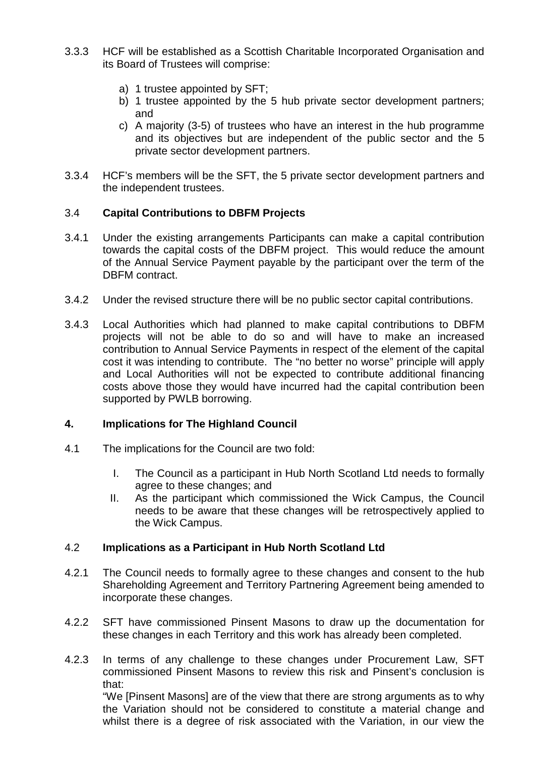3.3.3 HCF will be established as a Scottish Charitable Incorporated Organisation and its Board of Trustees will comprise:

a) 1 trustee appointed by SFT;
b) 1 trustee appointed by the 5 hub private sector development partners; and
c) A majority (3-5) of trustees who have an interest in the hub programme and its objectives but are independent of the public sector and the 5 private sector development partners.

3.3.4 HCF's members will be the SFT, the 5 private sector development partners and the independent trustees.

### 3.4 Capital Contributions to DBFM Projects

3.4.1 Under the existing arrangements Participants can make a capital contribution towards the capital costs of the DBFM project. This would reduce the amount of the Annual Service Payment payable by the participant over the term of the DBFM contract.

3.4.2 Under the revised structure there will be no public sector capital contributions.

3.4.3 Local Authorities which had planned to make capital contributions to DBFM projects will not be able to do so and will have to make an increased contribution to Annual Service Payments in respect of the element of the capital cost it was intending to contribute. The "no better no worse" principle will apply and Local Authorities will not be expected to contribute additional financing costs above those they would have incurred had the capital contribution been supported by PWLB borrowing.

## 4. Implications for The Highland Council

4.1 The implications for the Council are two fold:

I. The Council as a participant in Hub North Scotland Ltd needs to formally agree to these changes; and
II. As the participant which commissioned the Wick Campus, the Council needs to be aware that these changes will be retrospectively applied to the Wick Campus.

### 4.2 Implications as a Participant in Hub North Scotland Ltd

4.2.1 The Council needs to formally agree to these changes and consent to the hub Shareholding Agreement and Territory Partnering Agreement being amended to incorporate these changes.

4.2.2 SFT have commissioned Pinsent Masons to draw up the documentation for these changes in each Territory and this work has already been completed.

4.2.3 In terms of any challenge to these changes under Procurement Law, SFT commissioned Pinsent Masons to review this risk and Pinsent's conclusion is that:
"We [Pinsent Masons] are of the view that there are strong arguments as to why the Variation should not be considered to constitute a material change and whilst there is a degree of risk associated with the Variation, in our view the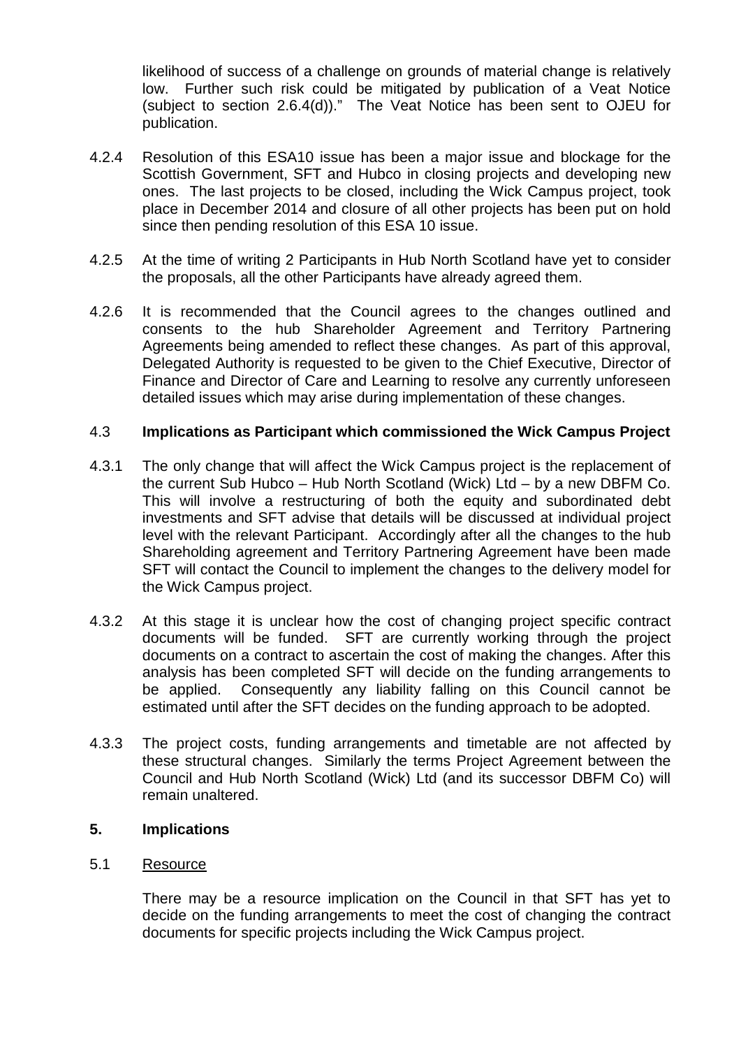likelihood of success of a challenge on grounds of material change is relatively low. Further such risk could be mitigated by publication of a Veat Notice (subject to section 2.6.4(d))." The Veat Notice has been sent to OJEU for publication.

4.2.4 Resolution of this ESA10 issue has been a major issue and blockage for the Scottish Government, SFT and Hubco in closing projects and developing new ones. The last projects to be closed, including the Wick Campus project, took place in December 2014 and closure of all other projects has been put on hold since then pending resolution of this ESA 10 issue.

4.2.5 At the time of writing 2 Participants in Hub North Scotland have yet to consider the proposals, all the other Participants have already agreed them.

4.2.6 It is recommended that the Council agrees to the changes outlined and consents to the hub Shareholder Agreement and Territory Partnering Agreements being amended to reflect these changes. As part of this approval, Delegated Authority is requested to be given to the Chief Executive, Director of Finance and Director of Care and Learning to resolve any currently unforeseen detailed issues which may arise during implementation of these changes.

### 4.3 Implications as Participant which commissioned the Wick Campus Project

4.3.1 The only change that will affect the Wick Campus project is the replacement of the current Sub Hubco – Hub North Scotland (Wick) Ltd – by a new DBFM Co. This will involve a restructuring of both the equity and subordinated debt investments and SFT advise that details will be discussed at individual project level with the relevant Participant. Accordingly after all the changes to the hub Shareholding agreement and Territory Partnering Agreement have been made SFT will contact the Council to implement the changes to the delivery model for the Wick Campus project.

4.3.2 At this stage it is unclear how the cost of changing project specific contract documents will be funded. SFT are currently working through the project documents on a contract to ascertain the cost of making the changes. After this analysis has been completed SFT will decide on the funding arrangements to be applied. Consequently any liability falling on this Council cannot be estimated until after the SFT decides on the funding approach to be adopted.

4.3.3 The project costs, funding arrangements and timetable are not affected by these structural changes. Similarly the terms Project Agreement between the Council and Hub North Scotland (Wick) Ltd (and its successor DBFM Co) will remain unaltered.

## 5. Implications

5.1 Resource

There may be a resource implication on the Council in that SFT has yet to decide on the funding arrangements to meet the cost of changing the contract documents for specific projects including the Wick Campus project.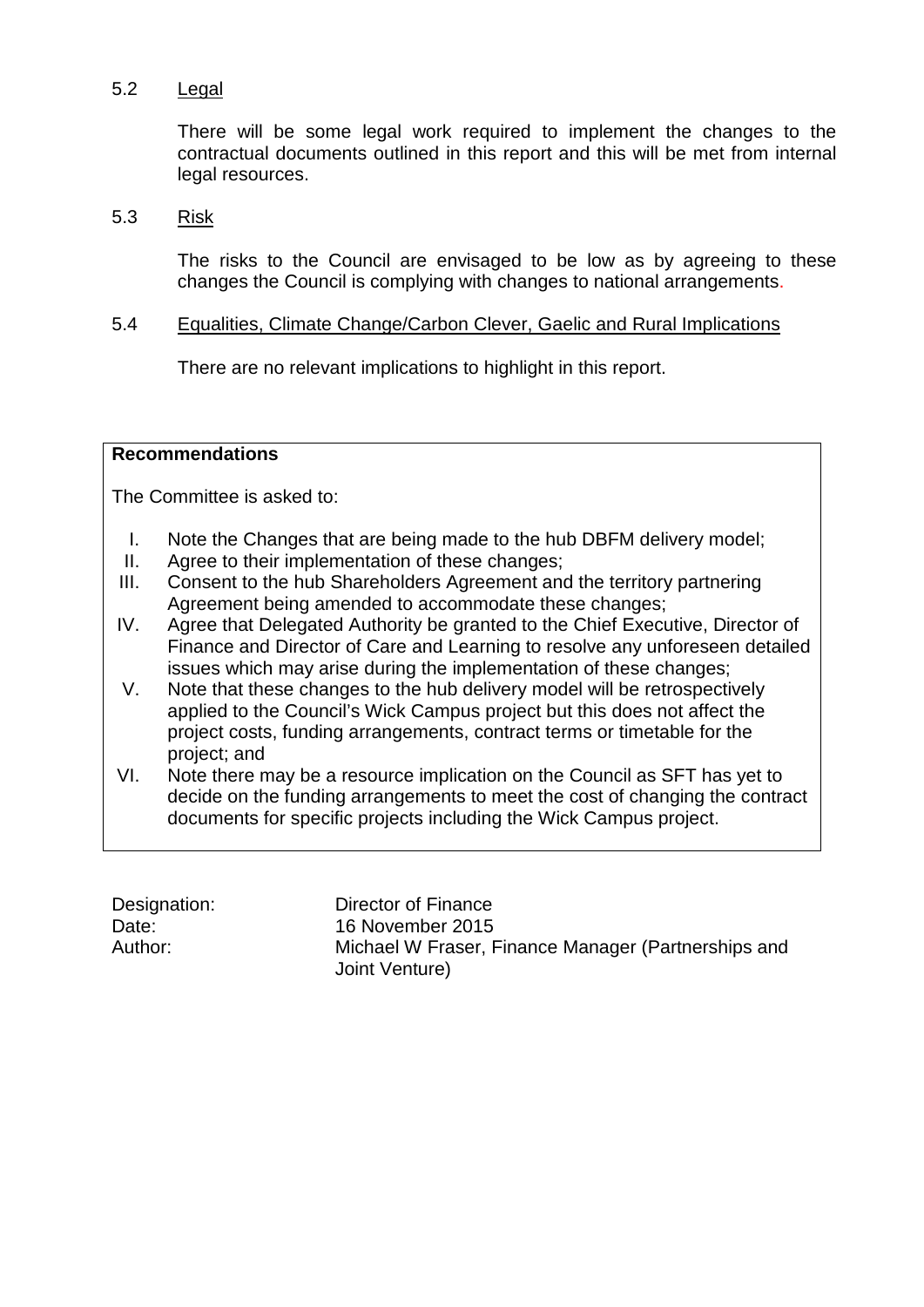5.2 Legal

There will be some legal work required to implement the changes to the contractual documents outlined in this report and this will be met from internal legal resources.

5.3 Risk

The risks to the Council are envisaged to be low as by agreeing to these changes the Council is complying with changes to national arrangements.

5.4 Equalities, Climate Change/Carbon Clever, Gaelic and Rural Implications

There are no relevant implications to highlight in this report.

**Recommendations**

The Committee is asked to:

I. Note the Changes that are being made to the hub DBFM delivery model;
II. Agree to their implementation of these changes;
III. Consent to the hub Shareholders Agreement and the territory partnering Agreement being amended to accommodate these changes;
IV. Agree that Delegated Authority be granted to the Chief Executive, Director of Finance and Director of Care and Learning to resolve any unforeseen detailed issues which may arise during the implementation of these changes;
V. Note that these changes to the hub delivery model will be retrospectively applied to the Council's Wick Campus project but this does not affect the project costs, funding arrangements, contract terms or timetable for the project; and
VI. Note there may be a resource implication on the Council as SFT has yet to decide on the funding arrangements to meet the cost of changing the contract documents for specific projects including the Wick Campus project.

Designation: Director of Finance
Date: 16 November 2015
Author: Michael W Fraser, Finance Manager (Partnerships and Joint Venture)